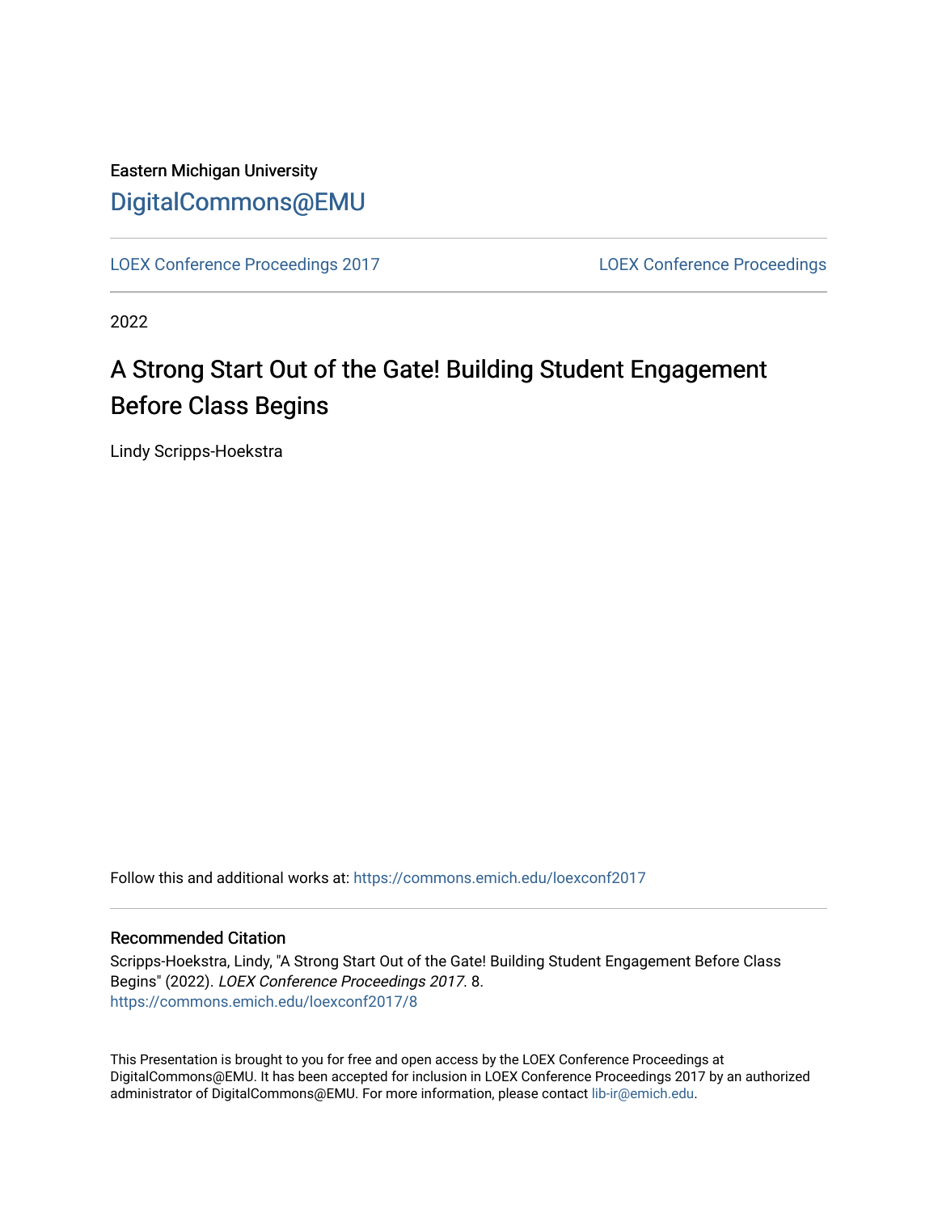Eastern Michigan University

DigitalCommons@EMU

LOEX Conference Proceedings 2017 | LOEX Conference Proceedings

2022

# A Strong Start Out of the Gate! Building Student Engagement Before Class Begins

Lindy Scripps-Hoekstra

Follow this and additional works at: https://commons.emich.edu/loexconf2017

## Recommended Citation

Scripps-Hoekstra, Lindy, "A Strong Start Out of the Gate! Building Student Engagement Before Class Begins" (2022). *LOEX Conference Proceedings 2017*. 8.
https://commons.emich.edu/loexconf2017/8

This Presentation is brought to you for free and open access by the LOEX Conference Proceedings at DigitalCommons@EMU. It has been accepted for inclusion in LOEX Conference Proceedings 2017 by an authorized administrator of DigitalCommons@EMU. For more information, please contact lib-ir@emich.edu.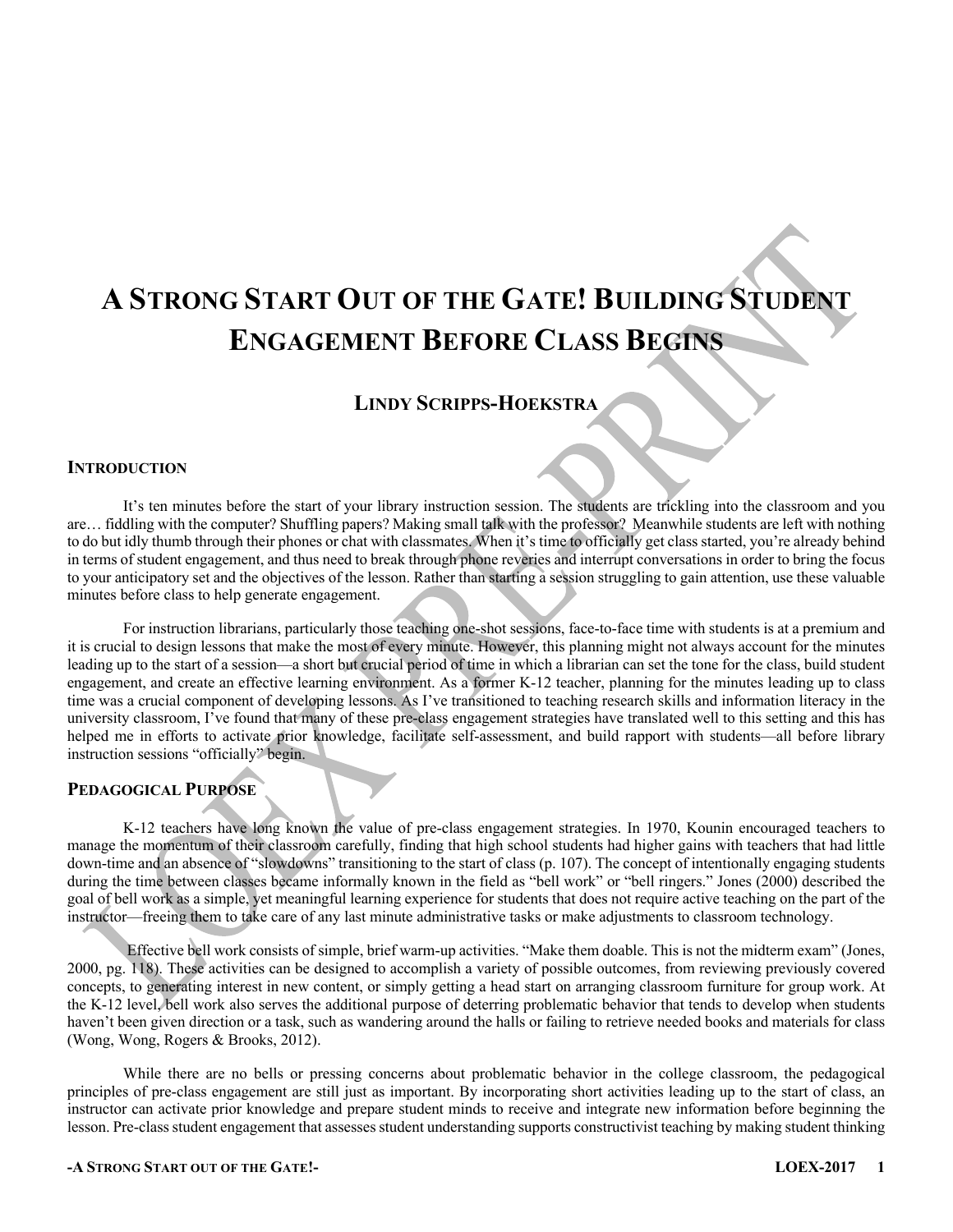# A Strong Start Out of the Gate! Building Student Engagement Before Class Begins

## Lindy Scripps-Hoekstra

### Introduction

It's ten minutes before the start of your library instruction session. The students are trickling into the classroom and you are… fiddling with the computer? Shuffling papers? Making small talk with the professor? Meanwhile students are left with nothing to do but idly thumb through their phones or chat with classmates. When it's time to officially get class started, you're already behind in terms of student engagement, and thus need to break through phone reveries and interrupt conversations in order to bring the focus to your anticipatory set and the objectives of the lesson. Rather than starting a session struggling to gain attention, use these valuable minutes before class to help generate engagement.

For instruction librarians, particularly those teaching one-shot sessions, face-to-face time with students is at a premium and it is crucial to design lessons that make the most of every minute. However, this planning might not always account for the minutes leading up to the start of a session—a short but crucial period of time in which a librarian can set the tone for the class, build student engagement, and create an effective learning environment. As a former K-12 teacher, planning for the minutes leading up to class time was a crucial component of developing lessons. As I've transitioned to teaching research skills and information literacy in the university classroom, I've found that many of these pre-class engagement strategies have translated well to this setting and this has helped me in efforts to activate prior knowledge, facilitate self-assessment, and build rapport with students—all before library instruction sessions "officially" begin.

### Pedagogical Purpose

K-12 teachers have long known the value of pre-class engagement strategies. In 1970, Kounin encouraged teachers to manage the momentum of their classroom carefully, finding that high school students had higher gains with teachers that had little down-time and an absence of "slowdowns" transitioning to the start of class (p. 107). The concept of intentionally engaging students during the time between classes became informally known in the field as "bell work" or "bell ringers." Jones (2000) described the goal of bell work as a simple, yet meaningful learning experience for students that does not require active teaching on the part of the instructor—freeing them to take care of any last minute administrative tasks or make adjustments to classroom technology.

Effective bell work consists of simple, brief warm-up activities. "Make them doable. This is not the midterm exam" (Jones, 2000, pg. 118). These activities can be designed to accomplish a variety of possible outcomes, from reviewing previously covered concepts, to generating interest in new content, or simply getting a head start on arranging classroom furniture for group work. At the K-12 level, bell work also serves the additional purpose of deterring problematic behavior that tends to develop when students haven't been given direction or a task, such as wandering around the halls or failing to retrieve needed books and materials for class (Wong, Wong, Rogers & Brooks, 2012).

While there are no bells or pressing concerns about problematic behavior in the college classroom, the pedagogical principles of pre-class engagement are still just as important. By incorporating short activities leading up to the start of class, an instructor can activate prior knowledge and prepare student minds to receive and integrate new information before beginning the lesson. Pre-class student engagement that assesses student understanding supports constructivist teaching by making student thinking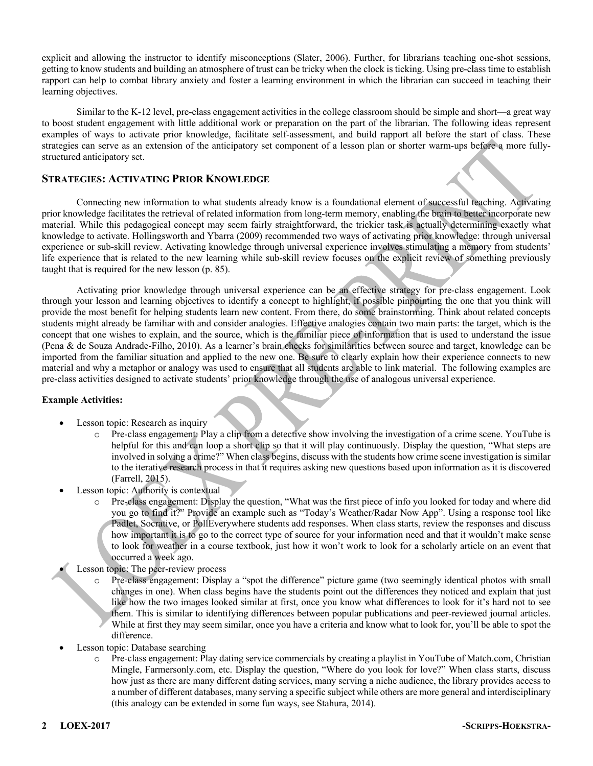explicit and allowing the instructor to identify misconceptions (Slater, 2006). Further, for librarians teaching one-shot sessions, getting to know students and building an atmosphere of trust can be tricky when the clock is ticking. Using pre-class time to establish rapport can help to combat library anxiety and foster a learning environment in which the librarian can succeed in teaching their learning objectives.

Similar to the K-12 level, pre-class engagement activities in the college classroom should be simple and short—a great way to boost student engagement with little additional work or preparation on the part of the librarian. The following ideas represent examples of ways to activate prior knowledge, facilitate self-assessment, and build rapport all before the start of class. These strategies can serve as an extension of the anticipatory set component of a lesson plan or shorter warm-ups before a more fully-structured anticipatory set.

## Strategies: Activating Prior Knowledge

Connecting new information to what students already know is a foundational element of successful teaching. Activating prior knowledge facilitates the retrieval of related information from long-term memory, enabling the brain to better incorporate new material. While this pedagogical concept may seem fairly straightforward, the trickier task is actually determining exactly what knowledge to activate. Hollingsworth and Ybarra (2009) recommended two ways of activating prior knowledge: through universal experience or sub-skill review. Activating knowledge through universal experience involves stimulating a memory from students' life experience that is related to the new learning while sub-skill review focuses on the explicit review of something previously taught that is required for the new lesson (p. 85).

Activating prior knowledge through universal experience can be an effective strategy for pre-class engagement. Look through your lesson and learning objectives to identify a concept to highlight, if possible pinpointing the one that you think will provide the most benefit for helping students learn new content. From there, do some brainstorming. Think about related concepts students might already be familiar with and consider analogies. Effective analogies contain two main parts: the target, which is the concept that one wishes to explain, and the source, which is the familiar piece of information that is used to understand the issue (Pena & de Souza Andrade-Filho, 2010). As a learner's brain checks for similarities between source and target, knowledge can be imported from the familiar situation and applied to the new one. Be sure to clearly explain how their experience connects to new material and why a metaphor or analogy was used to ensure that all students are able to link material. The following examples are pre-class activities designed to activate students' prior knowledge through the use of analogous universal experience.

**Example Activities:**

- Lesson topic: Research as inquiry
  - Pre-class engagement: Play a clip from a detective show involving the investigation of a crime scene. YouTube is helpful for this and can loop a short clip so that it will play continuously. Display the question, "What steps are involved in solving a crime?" When class begins, discuss with the students how crime scene investigation is similar to the iterative research process in that it requires asking new questions based upon information as it is discovered (Farrell, 2015).
- Lesson topic: Authority is contextual
  - Pre-class engagement: Display the question, "What was the first piece of info you looked for today and where did you go to find it?" Provide an example such as "Today's Weather/Radar Now App". Using a response tool like Padlet, Socrative, or PollEverywhere students add responses. When class starts, review the responses and discuss how important it is to go to the correct type of source for your information need and that it wouldn't make sense to look for weather in a course textbook, just how it won't work to look for a scholarly article on an event that occurred a week ago.
- Lesson topic: The peer-review process
  - Pre-class engagement: Display a "spot the difference" picture game (two seemingly identical photos with small changes in one). When class begins have the students point out the differences they noticed and explain that just like how the two images looked similar at first, once you know what differences to look for it's hard not to see them. This is similar to identifying differences between popular publications and peer-reviewed journal articles. While at first they may seem similar, once you have a criteria and know what to look for, you'll be able to spot the difference.
- Lesson topic: Database searching
  - Pre-class engagement: Play dating service commercials by creating a playlist in YouTube of Match.com, Christian Mingle, Farmersonly.com, etc. Display the question, "Where do you look for love?" When class starts, discuss how just as there are many different dating services, many serving a niche audience, the library provides access to a number of different databases, many serving a specific subject while others are more general and interdisciplinary (this analogy can be extended in some fun ways, see Stahura, 2014).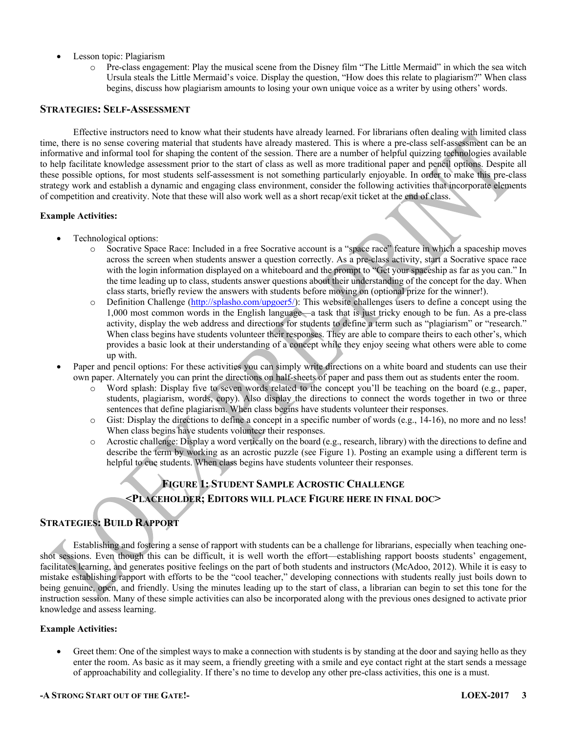- Lesson topic: Plagiarism
  - Pre-class engagement: Play the musical scene from the Disney film "The Little Mermaid" in which the sea witch Ursula steals the Little Mermaid's voice. Display the question, "How does this relate to plagiarism?" When class begins, discuss how plagiarism amounts to losing your own unique voice as a writer by using others' words.

## Strategies: Self-Assessment

Effective instructors need to know what their students have already learned. For librarians often dealing with limited class time, there is no sense covering material that students have already mastered. This is where a pre-class self-assessment can be an informative and informal tool for shaping the content of the session. There are a number of helpful quizzing technologies available to help facilitate knowledge assessment prior to the start of class as well as more traditional paper and pencil options. Despite all these possible options, for most students self-assessment is not something particularly enjoyable. In order to make this pre-class strategy work and establish a dynamic and engaging class environment, consider the following activities that incorporate elements of competition and creativity. Note that these will also work well as a short recap/exit ticket at the end of class.

**Example Activities:**

- Technological options:
  - Socrative Space Race: Included in a free Socrative account is a "space race" feature in which a spaceship moves across the screen when students answer a question correctly. As a pre-class activity, start a Socrative space race with the login information displayed on a whiteboard and the prompt to "Get your spaceship as far as you can." In the time leading up to class, students answer questions about their understanding of the concept for the day. When class starts, briefly review the answers with students before moving on (optional prize for the winner!).
  - Definition Challenge (http://splasho.com/upgoer5/): This website challenges users to define a concept using the 1,000 most common words in the English language—a task that is just tricky enough to be fun. As a pre-class activity, display the web address and directions for students to define a term such as "plagiarism" or "research." When class begins have students volunteer their responses. They are able to compare theirs to each other's, which provides a basic look at their understanding of a concept while they enjoy seeing what others were able to come up with.
- Paper and pencil options: For these activities you can simply write directions on a white board and students can use their own paper. Alternately you can print the directions on half-sheets of paper and pass them out as students enter the room.
  - Word splash: Display five to seven words related to the concept you'll be teaching on the board (e.g., paper, students, plagiarism, words, copy). Also display the directions to connect the words together in two or three sentences that define plagiarism. When class begins have students volunteer their responses.
  - Gist: Display the directions to define a concept in a specific number of words (e.g., 14-16), no more and no less! When class begins have students volunteer their responses.
  - Acrostic challenge: Display a word vertically on the board (e.g., research, library) with the directions to define and describe the term by working as an acrostic puzzle (see Figure 1). Posting an example using a different term is helpful to cue students. When class begins have students volunteer their responses.

**Figure 1: Student Sample Acrostic Challenge**

**<Placeholder; Editors will place figure here in final doc>**

## Strategies: Build Rapport

Establishing and fostering a sense of rapport with students can be a challenge for librarians, especially when teaching one-shot sessions. Even though this can be difficult, it is well worth the effort—establishing rapport boosts students' engagement, facilitates learning, and generates positive feelings on the part of both students and instructors (McAdoo, 2012). While it is easy to mistake establishing rapport with efforts to be the "cool teacher," developing connections with students really just boils down to being genuine, open, and friendly. Using the minutes leading up to the start of class, a librarian can begin to set this tone for the instruction session. Many of these simple activities can also be incorporated along with the previous ones designed to activate prior knowledge and assess learning.

**Example Activities:**

- Greet them: One of the simplest ways to make a connection with students is by standing at the door and saying hello as they enter the room. As basic as it may seem, a friendly greeting with a smile and eye contact right at the start sends a message of approachability and collegiality. If there's no time to develop any other pre-class activities, this one is a must.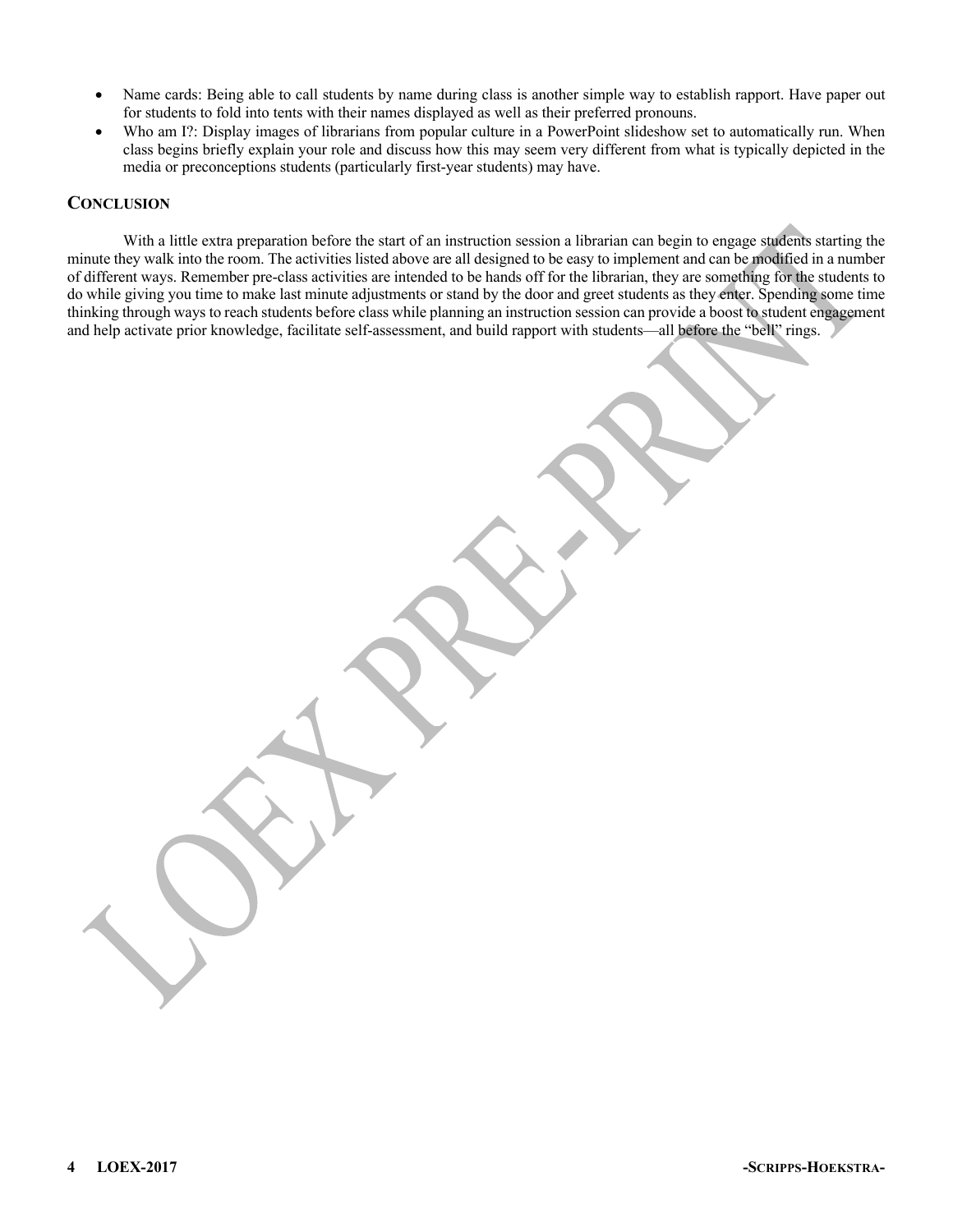- Name cards: Being able to call students by name during class is another simple way to establish rapport. Have paper out for students to fold into tents with their names displayed as well as their preferred pronouns.
- Who am I?: Display images of librarians from popular culture in a PowerPoint slideshow set to automatically run. When class begins briefly explain your role and discuss how this may seem very different from what is typically depicted in the media or preconceptions students (particularly first-year students) may have.

## Conclusion

With a little extra preparation before the start of an instruction session a librarian can begin to engage students starting the minute they walk into the room. The activities listed above are all designed to be easy to implement and can be modified in a number of different ways. Remember pre-class activities are intended to be hands off for the librarian, they are something for the students to do while giving you time to make last minute adjustments or stand by the door and greet students as they enter. Spending some time thinking through ways to reach students before class while planning an instruction session can provide a boost to student engagement and help activate prior knowledge, facilitate self-assessment, and build rapport with students—all before the "bell" rings.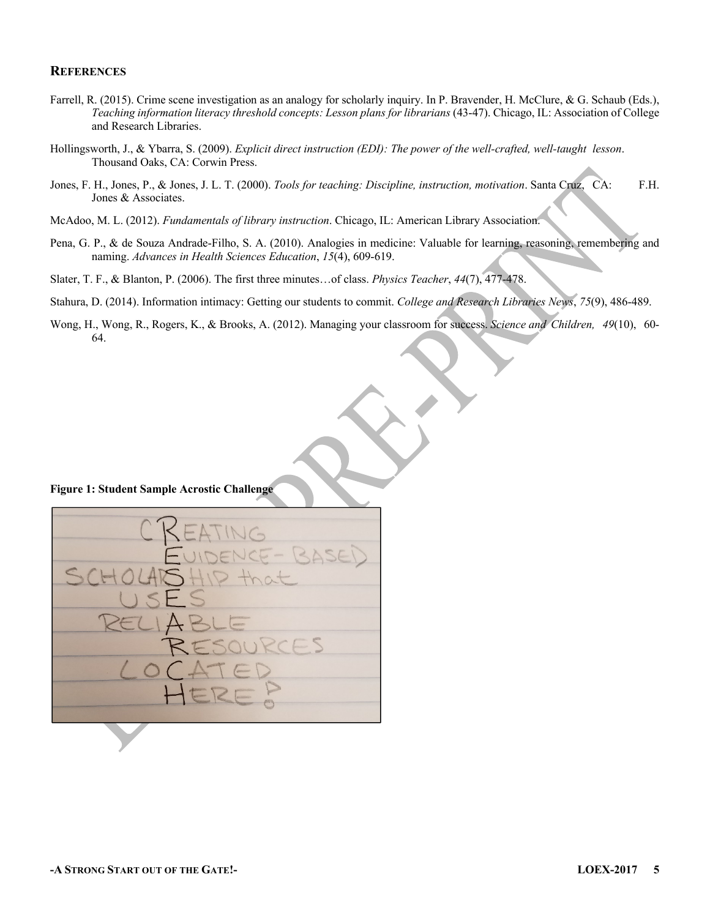## REFERENCES

Farrell, R. (2015). Crime scene investigation as an analogy for scholarly inquiry. In P. Bravender, H. McClure, & G. Schaub (Eds.), *Teaching information literacy threshold concepts: Lesson plans for librarians* (43-47). Chicago, IL: Association of College and Research Libraries.

Hollingsworth, J., & Ybarra, S. (2009). *Explicit direct instruction (EDI): The power of the well-crafted, well-taught lesson*. Thousand Oaks, CA: Corwin Press.

Jones, F. H., Jones, P., & Jones, J. L. T. (2000). *Tools for teaching: Discipline, instruction, motivation*. Santa Cruz, CA: F.H. Jones & Associates.

McAdoo, M. L. (2012). *Fundamentals of library instruction*. Chicago, IL: American Library Association.

Pena, G. P., & de Souza Andrade-Filho, S. A. (2010). Analogies in medicine: Valuable for learning, reasoning, remembering and naming. *Advances in Health Sciences Education*, *15*(4), 609-619.

Slater, T. F., & Blanton, P. (2006). The first three minutes…of class. *Physics Teacher*, *44*(7), 477-478.

Stahura, D. (2014). Information intimacy: Getting our students to commit. *College and Research Libraries News*, *75*(9), 486-489.

Wong, H., Wong, R., Rogers, K., & Brooks, A. (2012). Managing your classroom for success. *Science and Children, 49*(10), 60-64.

**Figure 1: Student Sample Acrostic Challenge**

CREATING
EVIDENCE-BASED
SCHOLARSHIP that
USES
RELIABLE
RESOURCES
LOCATED
HERE!